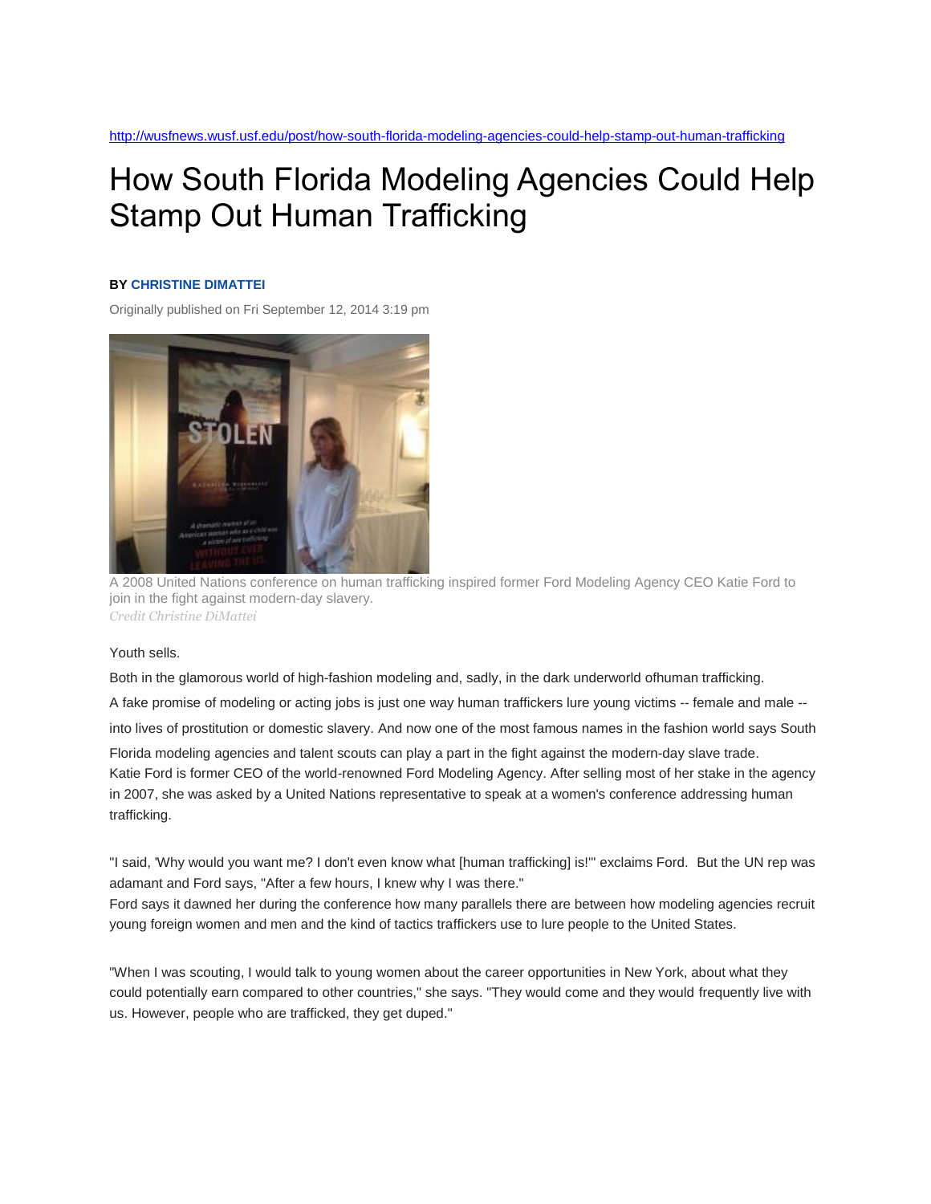http://wusfnews.wusf.usf.edu/post/how-south-florida-modeling-agencies-could-help-stamp-out-human-trafficking

# How South Florida Modeling Agencies Could Help Stamp Out Human Trafficking

**BY CHRISTINE DIMATTEI**

Originally published on Fri September 12, 2014 3:19 pm

A 2008 United Nations conference on human trafficking inspired former Ford Modeling Agency CEO Katie Ford to join in the fight against modern-day slavery.
*Credit Christine DiMattei*

Youth sells.

Both in the glamorous world of high-fashion modeling and, sadly, in the dark underworld ofhuman trafficking.

A fake promise of modeling or acting jobs is just one way human traffickers lure young victims -- female and male -- into lives of prostitution or domestic slavery. And now one of the most famous names in the fashion world says South Florida modeling agencies and talent scouts can play a part in the fight against the modern-day slave trade.

Katie Ford is former CEO of the world-renowned Ford Modeling Agency. After selling most of her stake in the agency in 2007, she was asked by a United Nations representative to speak at a women's conference addressing human trafficking.

"I said, 'Why would you want me? I don't even know what [human trafficking] is!'" exclaims Ford. But the UN rep was adamant and Ford says, "After a few hours, I knew why I was there."

Ford says it dawned her during the conference how many parallels there are between how modeling agencies recruit young foreign women and men and the kind of tactics traffickers use to lure people to the United States.

"When I was scouting, I would talk to young women about the career opportunities in New York, about what they could potentially earn compared to other countries," she says. "They would come and they would frequently live with us. However, people who are trafficked, they get duped."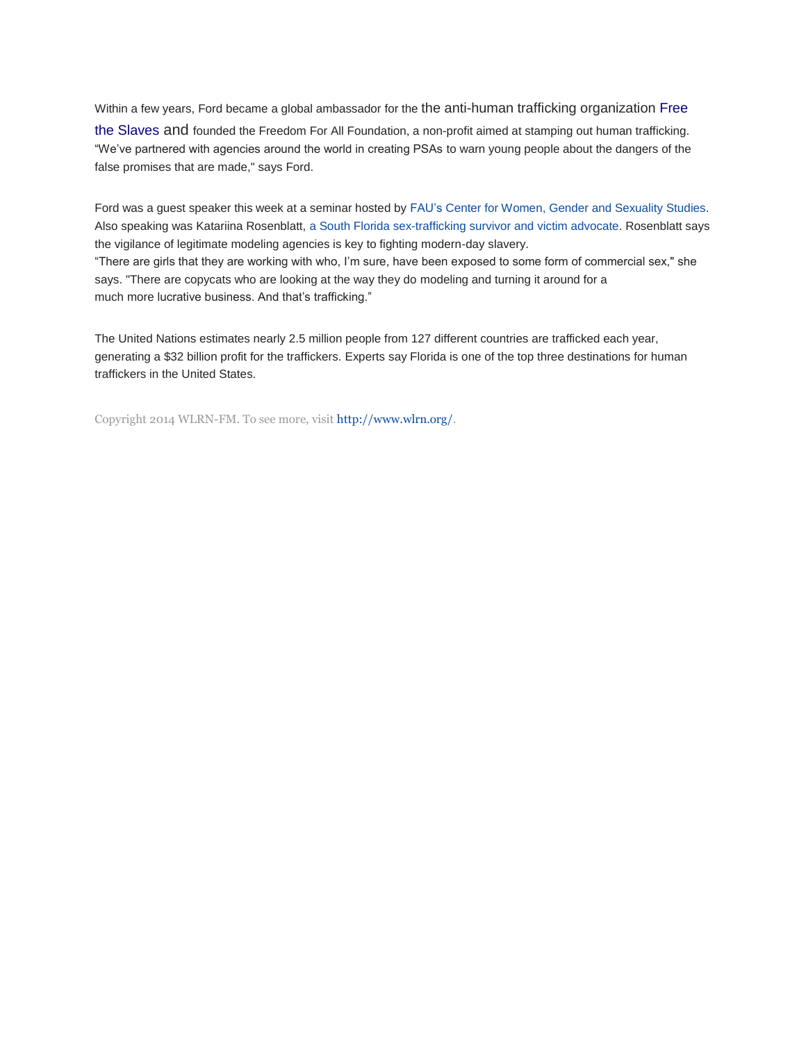Within a few years, Ford became a global ambassador for the the anti-human trafficking organization Free the Slaves and founded the Freedom For All Foundation, a non-profit aimed at stamping out human trafficking. "We've partnered with agencies around the world in creating PSAs to warn young people about the dangers of the false promises that are made," says Ford.

Ford was a guest speaker this week at a seminar hosted by FAU's Center for Women, Gender and Sexuality Studies. Also speaking was Katariina Rosenblatt, a South Florida sex-trafficking survivor and victim advocate. Rosenblatt says the vigilance of legitimate modeling agencies is key to fighting modern-day slavery.
"There are girls that they are working with who, I'm sure, have been exposed to some form of commercial sex," she says. "There are copycats who are looking at the way they do modeling and turning it around for a much more lucrative business. And that's trafficking."

The United Nations estimates nearly 2.5 million people from 127 different countries are trafficked each year, generating a $32 billion profit for the traffickers. Experts say Florida is one of the top three destinations for human traffickers in the United States.

Copyright 2014 WLRN-FM. To see more, visit http://www.wlrn.org/.